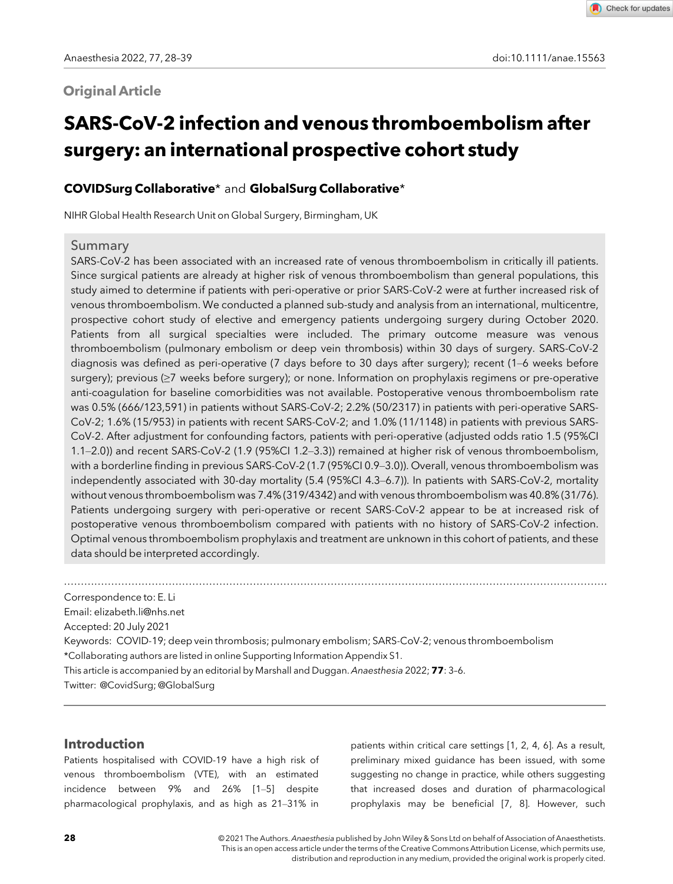Original Article

# SARS-CoV-2 infection and venous thromboembolism after surgery: an international prospective cohort study

**COVIDSurg Collaborative*** and **GlobalSurg Collaborative***

NIHR Global Health Research Unit on Global Surgery, Birmingham, UK

## Summary

SARS-CoV-2 has been associated with an increased rate of venous thromboembolism in critically ill patients. Since surgical patients are already at higher risk of venous thromboembolism than general populations, this study aimed to determine if patients with peri-operative or prior SARS-CoV-2 were at further increased risk of venous thromboembolism. We conducted a planned sub-study and analysis from an international, multicentre, prospective cohort study of elective and emergency patients undergoing surgery during October 2020. Patients from all surgical specialties were included. The primary outcome measure was venous thromboembolism (pulmonary embolism or deep vein thrombosis) within 30 days of surgery. SARS-CoV-2 diagnosis was defined as peri-operative (7 days before to 30 days after surgery); recent (1–6 weeks before surgery); previous (≥7 weeks before surgery); or none. Information on prophylaxis regimens or pre-operative anti-coagulation for baseline comorbidities was not available. Postoperative venous thromboembolism rate was 0.5% (666/123,591) in patients without SARS-CoV-2; 2.2% (50/2317) in patients with peri-operative SARS-CoV-2; 1.6% (15/953) in patients with recent SARS-CoV-2; and 1.0% (11/1148) in patients with previous SARS-CoV-2. After adjustment for confounding factors, patients with peri-operative (adjusted odds ratio 1.5 (95%CI 1.1–2.0)) and recent SARS-CoV-2 (1.9 (95%CI 1.2–3.3)) remained at higher risk of venous thromboembolism, with a borderline finding in previous SARS-CoV-2 (1.7 (95%CI 0.9–3.0)). Overall, venous thromboembolism was independently associated with 30-day mortality (5.4 (95%CI 4.3–6.7)). In patients with SARS-CoV-2, mortality without venous thromboembolism was 7.4% (319/4342) and with venous thromboembolism was 40.8% (31/76). Patients undergoing surgery with peri-operative or recent SARS-CoV-2 appear to be at increased risk of postoperative venous thromboembolism compared with patients with no history of SARS-CoV-2 infection. Optimal venous thromboembolism prophylaxis and treatment are unknown in this cohort of patients, and these data should be interpreted accordingly.

Correspondence to: E. Li
Email: elizabeth.li@nhs.net
Accepted: 20 July 2021
Keywords: COVID-19; deep vein thrombosis; pulmonary embolism; SARS-CoV-2; venous thromboembolism
*Collaborating authors are listed in online Supporting Information Appendix S1.
This article is accompanied by an editorial by Marshall and Duggan. *Anaesthesia* 2022; **77**: 3–6.
Twitter: @CovidSurg; @GlobalSurg

## Introduction

Patients hospitalised with COVID-19 have a high risk of venous thromboembolism (VTE), with an estimated incidence between 9% and 26% [1–5] despite pharmacological prophylaxis, and as high as 21–31% in patients within critical care settings [1, 2, 4, 6]. As a result, preliminary mixed guidance has been issued, with some suggesting no change in practice, while others suggesting that increased doses and duration of pharmacological prophylaxis may be beneficial [7, 8]. However, such

© 2021 The Authors. *Anaesthesia* published by John Wiley & Sons Ltd on behalf of Association of Anaesthetists. This is an open access article under the terms of the Creative Commons Attribution License, which permits use, distribution and reproduction in any medium, provided the original work is properly cited.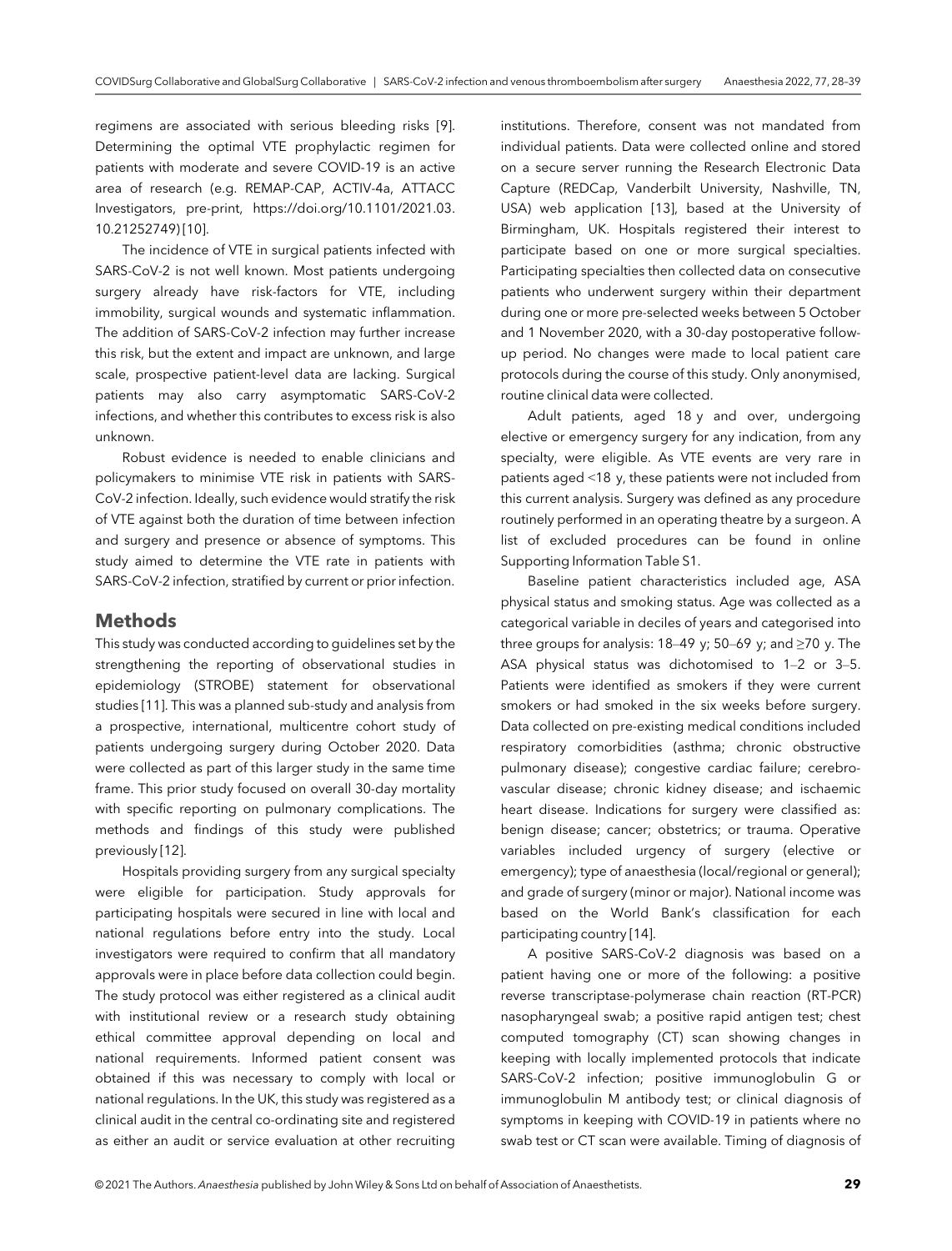regimens are associated with serious bleeding risks [9]. Determining the optimal VTE prophylactic regimen for patients with moderate and severe COVID-19 is an active area of research (e.g. REMAP-CAP, ACTIV-4a, ATTACC Investigators, pre-print, https://doi.org/10.1101/2021.03.10.21252749) [10].

The incidence of VTE in surgical patients infected with SARS-CoV-2 is not well known. Most patients undergoing surgery already have risk-factors for VTE, including immobility, surgical wounds and systematic inflammation. The addition of SARS-CoV-2 infection may further increase this risk, but the extent and impact are unknown, and large scale, prospective patient-level data are lacking. Surgical patients may also carry asymptomatic SARS-CoV-2 infections, and whether this contributes to excess risk is also unknown.

Robust evidence is needed to enable clinicians and policymakers to minimise VTE risk in patients with SARS-CoV-2 infection. Ideally, such evidence would stratify the risk of VTE against both the duration of time between infection and surgery and presence or absence of symptoms. This study aimed to determine the VTE rate in patients with SARS-CoV-2 infection, stratified by current or prior infection.

## Methods

This study was conducted according to guidelines set by the strengthening the reporting of observational studies in epidemiology (STROBE) statement for observational studies [11]. This was a planned sub-study and analysis from a prospective, international, multicentre cohort study of patients undergoing surgery during October 2020. Data were collected as part of this larger study in the same time frame. This prior study focused on overall 30-day mortality with specific reporting on pulmonary complications. The methods and findings of this study were published previously [12].

Hospitals providing surgery from any surgical specialty were eligible for participation. Study approvals for participating hospitals were secured in line with local and national regulations before entry into the study. Local investigators were required to confirm that all mandatory approvals were in place before data collection could begin. The study protocol was either registered as a clinical audit with institutional review or a research study obtaining ethical committee approval depending on local and national requirements. Informed patient consent was obtained if this was necessary to comply with local or national regulations. In the UK, this study was registered as a clinical audit in the central co-ordinating site and registered as either an audit or service evaluation at other recruiting institutions. Therefore, consent was not mandated from individual patients. Data were collected online and stored on a secure server running the Research Electronic Data Capture (REDCap, Vanderbilt University, Nashville, TN, USA) web application [13], based at the University of Birmingham, UK. Hospitals registered their interest to participate based on one or more surgical specialties. Participating specialties then collected data on consecutive patients who underwent surgery within their department during one or more pre-selected weeks between 5 October and 1 November 2020, with a 30-day postoperative follow-up period. No changes were made to local patient care protocols during the course of this study. Only anonymised, routine clinical data were collected.

Adult patients, aged 18 y and over, undergoing elective or emergency surgery for any indication, from any specialty, were eligible. As VTE events are very rare in patients aged <18 y, these patients were not included from this current analysis. Surgery was defined as any procedure routinely performed in an operating theatre by a surgeon. A list of excluded procedures can be found in online Supporting Information Table S1.

Baseline patient characteristics included age, ASA physical status and smoking status. Age was collected as a categorical variable in deciles of years and categorised into three groups for analysis: 18–49 y; 50–69 y; and ≥70 y. The ASA physical status was dichotomised to 1–2 or 3–5. Patients were identified as smokers if they were current smokers or had smoked in the six weeks before surgery. Data collected on pre-existing medical conditions included respiratory comorbidities (asthma; chronic obstructive pulmonary disease); congestive cardiac failure; cerebrovascular disease; chronic kidney disease; and ischaemic heart disease. Indications for surgery were classified as: benign disease; cancer; obstetrics; or trauma. Operative variables included urgency of surgery (elective or emergency); type of anaesthesia (local/regional or general); and grade of surgery (minor or major). National income was based on the World Bank's classification for each participating country [14].

A positive SARS-CoV-2 diagnosis was based on a patient having one or more of the following: a positive reverse transcriptase-polymerase chain reaction (RT-PCR) nasopharyngeal swab; a positive rapid antigen test; chest computed tomography (CT) scan showing changes in keeping with locally implemented protocols that indicate SARS-CoV-2 infection; positive immunoglobulin G or immunoglobulin M antibody test; or clinical diagnosis of symptoms in keeping with COVID-19 in patients where no swab test or CT scan were available. Timing of diagnosis of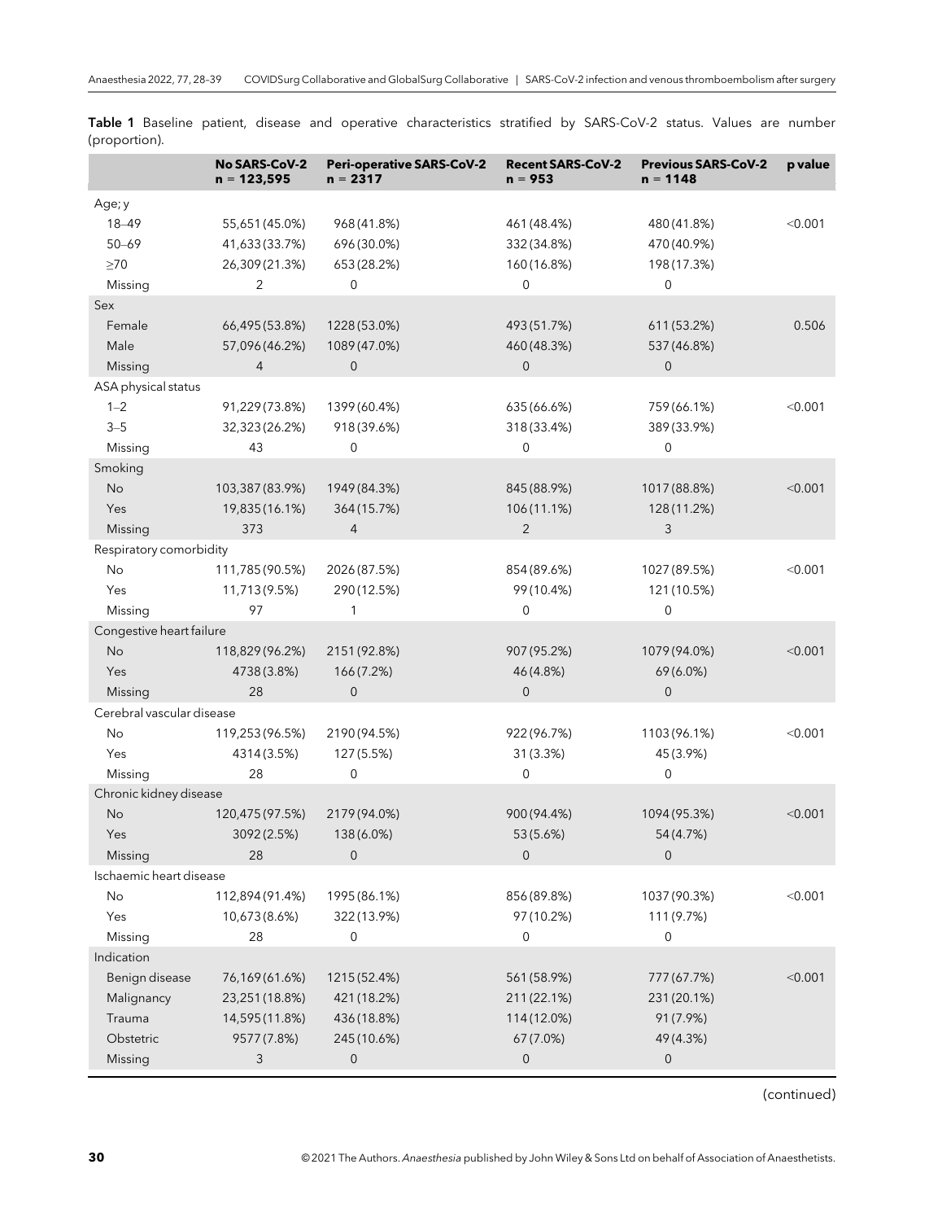**Table 1** Baseline patient, disease and operative characteristics stratified by SARS-CoV-2 status. Values are number (proportion).

| | No SARS-CoV-2 n = 123,595 | Peri-operative SARS-CoV-2 n = 2317 | Recent SARS-CoV-2 n = 953 | Previous SARS-CoV-2 n = 1148 | p value |
|---|---|---|---|---|---|
| Age; y | | | | | |
| 18–49 | 55,651 (45.0%) | 968 (41.8%) | 461 (48.4%) | 480 (41.8%) | <0.001 |
| 50–69 | 41,633 (33.7%) | 696 (30.0%) | 332 (34.8%) | 470 (40.9%) | |
| ≥70 | 26,309 (21.3%) | 653 (28.2%) | 160 (16.8%) | 198 (17.3%) | |
| Missing | 2 | 0 | 0 | 0 | |
| Sex | | | | | |
| Female | 66,495 (53.8%) | 1228 (53.0%) | 493 (51.7%) | 611 (53.2%) | 0.506 |
| Male | 57,096 (46.2%) | 1089 (47.0%) | 460 (48.3%) | 537 (46.8%) | |
| Missing | 4 | 0 | 0 | 0 | |
| ASA physical status | | | | | |
| 1–2 | 91,229 (73.8%) | 1399 (60.4%) | 635 (66.6%) | 759 (66.1%) | <0.001 |
| 3–5 | 32,323 (26.2%) | 918 (39.6%) | 318 (33.4%) | 389 (33.9%) | |
| Missing | 43 | 0 | 0 | 0 | |
| Smoking | | | | | |
| No | 103,387 (83.9%) | 1949 (84.3%) | 845 (88.9%) | 1017 (88.8%) | <0.001 |
| Yes | 19,835 (16.1%) | 364 (15.7%) | 106 (11.1%) | 128 (11.2%) | |
| Missing | 373 | 4 | 2 | 3 | |
| Respiratory comorbidity | | | | | |
| No | 111,785 (90.5%) | 2026 (87.5%) | 854 (89.6%) | 1027 (89.5%) | <0.001 |
| Yes | 11,713 (9.5%) | 290 (12.5%) | 99 (10.4%) | 121 (10.5%) | |
| Missing | 97 | 1 | 0 | 0 | |
| Congestive heart failure | | | | | |
| No | 118,829 (96.2%) | 2151 (92.8%) | 907 (95.2%) | 1079 (94.0%) | <0.001 |
| Yes | 4738 (3.8%) | 166 (7.2%) | 46 (4.8%) | 69 (6.0%) | |
| Missing | 28 | 0 | 0 | 0 | |
| Cerebral vascular disease | | | | | |
| No | 119,253 (96.5%) | 2190 (94.5%) | 922 (96.7%) | 1103 (96.1%) | <0.001 |
| Yes | 4314 (3.5%) | 127 (5.5%) | 31 (3.3%) | 45 (3.9%) | |
| Missing | 28 | 0 | 0 | 0 | |
| Chronic kidney disease | | | | | |
| No | 120,475 (97.5%) | 2179 (94.0%) | 900 (94.4%) | 1094 (95.3%) | <0.001 |
| Yes | 3092 (2.5%) | 138 (6.0%) | 53 (5.6%) | 54 (4.7%) | |
| Missing | 28 | 0 | 0 | 0 | |
| Ischaemic heart disease | | | | | |
| No | 112,894 (91.4%) | 1995 (86.1%) | 856 (89.8%) | 1037 (90.3%) | <0.001 |
| Yes | 10,673 (8.6%) | 322 (13.9%) | 97 (10.2%) | 111 (9.7%) | |
| Missing | 28 | 0 | 0 | 0 | |
| Indication | | | | | |
| Benign disease | 76,169 (61.6%) | 1215 (52.4%) | 561 (58.9%) | 777 (67.7%) | <0.001 |
| Malignancy | 23,251 (18.8%) | 421 (18.2%) | 211 (22.1%) | 231 (20.1%) | |
| Trauma | 14,595 (11.8%) | 436 (18.8%) | 114 (12.0%) | 91 (7.9%) | |
| Obstetric | 9577 (7.8%) | 245 (10.6%) | 67 (7.0%) | 49 (4.3%) | |
| Missing | 3 | 0 | 0 | 0 | |

(continued)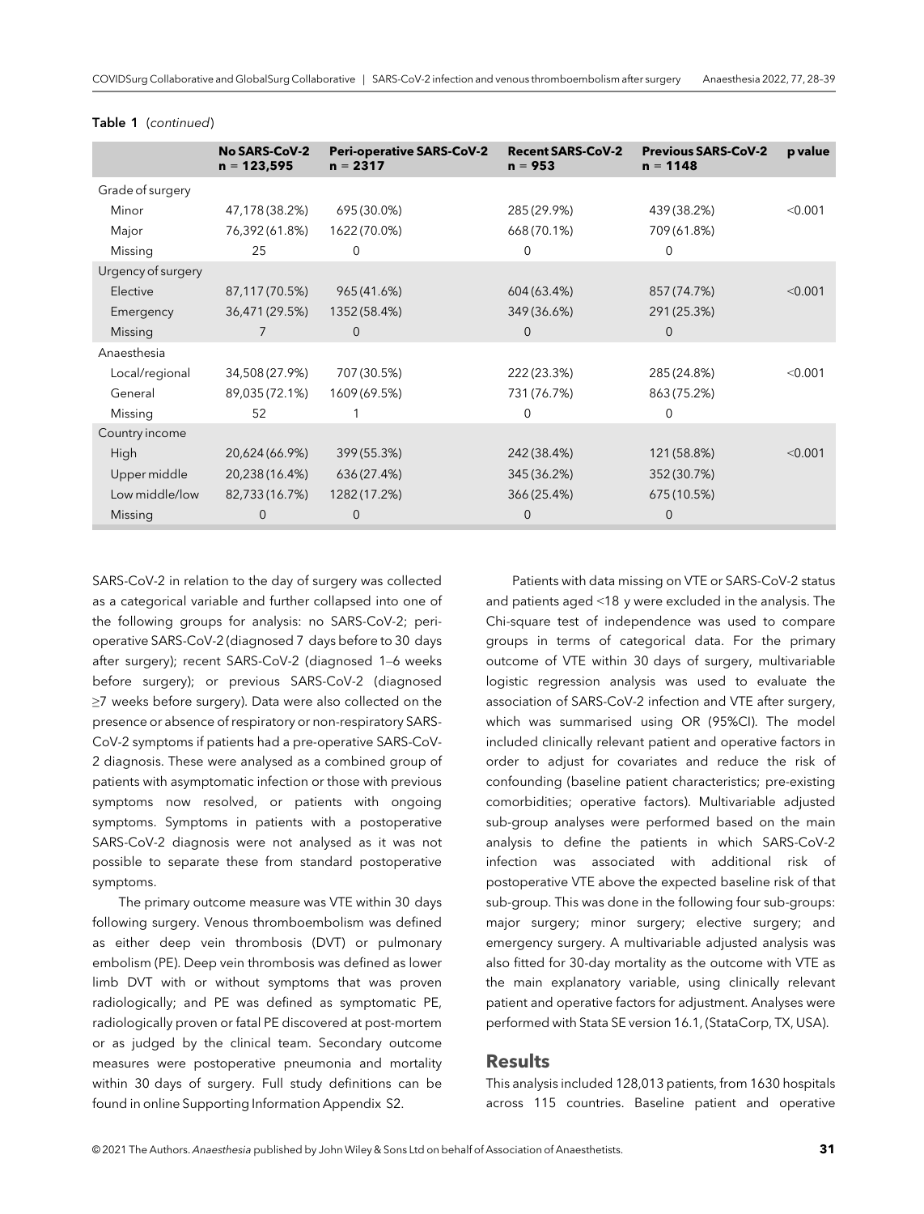**Table 1** (*continued*)

| | No SARS-CoV-2 n = 123,595 | Peri-operative SARS-CoV-2 n = 2317 | Recent SARS-CoV-2 n = 953 | Previous SARS-CoV-2 n = 1148 | p value |
|---|---|---|---|---|---|
| Grade of surgery | | | | | |
| Minor | 47,178 (38.2%) | 695 (30.0%) | 285 (29.9%) | 439 (38.2%) | <0.001 |
| Major | 76,392 (61.8%) | 1622 (70.0%) | 668 (70.1%) | 709 (61.8%) | |
| Missing | 25 | 0 | 0 | 0 | |
| Urgency of surgery | | | | | |
| Elective | 87,117 (70.5%) | 965 (41.6%) | 604 (63.4%) | 857 (74.7%) | <0.001 |
| Emergency | 36,471 (29.5%) | 1352 (58.4%) | 349 (36.6%) | 291 (25.3%) | |
| Missing | 7 | 0 | 0 | 0 | |
| Anaesthesia | | | | | |
| Local/regional | 34,508 (27.9%) | 707 (30.5%) | 222 (23.3%) | 285 (24.8%) | <0.001 |
| General | 89,035 (72.1%) | 1609 (69.5%) | 731 (76.7%) | 863 (75.2%) | |
| Missing | 52 | 1 | 0 | 0 | |
| Country income | | | | | |
| High | 20,624 (66.9%) | 399 (55.3%) | 242 (38.4%) | 121 (58.8%) | <0.001 |
| Upper middle | 20,238 (16.4%) | 636 (27.4%) | 345 (36.2%) | 352 (30.7%) | |
| Low middle/low | 82,733 (16.7%) | 1282 (17.2%) | 366 (25.4%) | 675 (10.5%) | |
| Missing | 0 | 0 | 0 | 0 | |

SARS-CoV-2 in relation to the day of surgery was collected as a categorical variable and further collapsed into one of the following groups for analysis: no SARS-CoV-2; peri-operative SARS-CoV-2 (diagnosed 7 days before to 30 days after surgery); recent SARS-CoV-2 (diagnosed 1–6 weeks before surgery); or previous SARS-CoV-2 (diagnosed ≥7 weeks before surgery). Data were also collected on the presence or absence of respiratory or non-respiratory SARS-CoV-2 symptoms if patients had a pre-operative SARS-CoV-2 diagnosis. These were analysed as a combined group of patients with asymptomatic infection or those with previous symptoms now resolved, or patients with ongoing symptoms. Symptoms in patients with a postoperative SARS-CoV-2 diagnosis were not analysed as it was not possible to separate these from standard postoperative symptoms.

The primary outcome measure was VTE within 30 days following surgery. Venous thromboembolism was defined as either deep vein thrombosis (DVT) or pulmonary embolism (PE). Deep vein thrombosis was defined as lower limb DVT with or without symptoms that was proven radiologically; and PE was defined as symptomatic PE, radiologically proven or fatal PE discovered at post-mortem or as judged by the clinical team. Secondary outcome measures were postoperative pneumonia and mortality within 30 days of surgery. Full study definitions can be found in online Supporting Information Appendix S2.

Patients with data missing on VTE or SARS-CoV-2 status and patients aged <18 y were excluded in the analysis. The Chi-square test of independence was used to compare groups in terms of categorical data. For the primary outcome of VTE within 30 days of surgery, multivariable logistic regression analysis was used to evaluate the association of SARS-CoV-2 infection and VTE after surgery, which was summarised using OR (95%CI). The model included clinically relevant patient and operative factors in order to adjust for covariates and reduce the risk of confounding (baseline patient characteristics; pre-existing comorbidities; operative factors). Multivariable adjusted sub-group analyses were performed based on the main analysis to define the patients in which SARS-CoV-2 infection was associated with additional risk of postoperative VTE above the expected baseline risk of that sub-group. This was done in the following four sub-groups: major surgery; minor surgery; elective surgery; and emergency surgery. A multivariable adjusted analysis was also fitted for 30-day mortality as the outcome with VTE as the main explanatory variable, using clinically relevant patient and operative factors for adjustment. Analyses were performed with Stata SE version 16.1, (StataCorp, TX, USA).

## Results

This analysis included 128,013 patients, from 1630 hospitals across 115 countries. Baseline patient and operative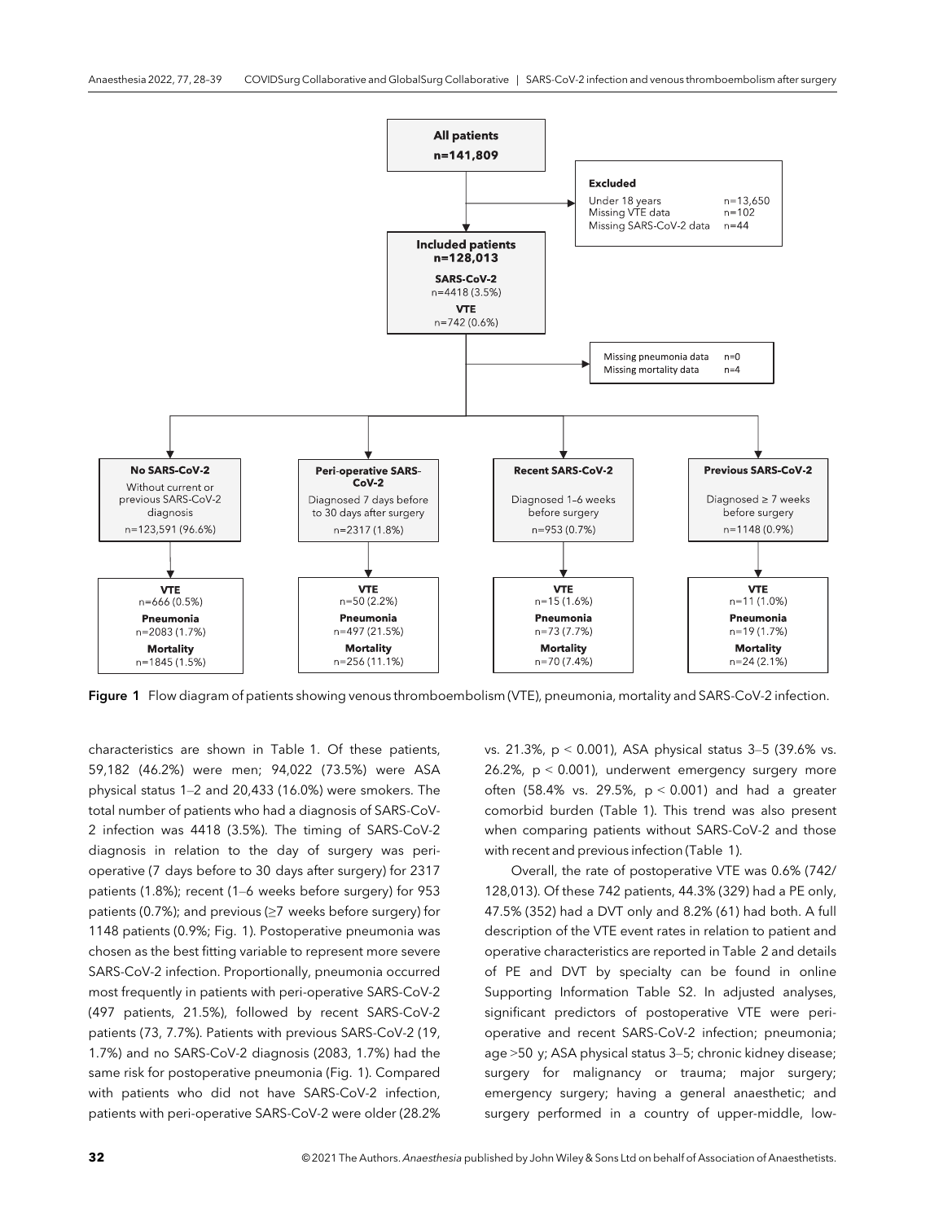**All patients**
**n=141,809**

**Excluded**
Under 18 years n=13,650
Missing VTE data n=102
Missing SARS-CoV-2 data n=44

**Included patients**
**n=128,013**
**SARS-CoV-2**
n=4418 (3.5%)
**VTE**
n=742 (0.6%)

Missing pneumonia data n=0
Missing mortality data n=4

| **No SARS-CoV-2** | **Peri-operative SARS-CoV-2** | **Recent SARS-CoV-2** | **Previous SARS-CoV-2** |
|---|---|---|---|
| Without current or previous SARS-CoV-2 diagnosis | Diagnosed 7 days before to 30 days after surgery | Diagnosed 1–6 weeks before surgery | Diagnosed ≥ 7 weeks before surgery |
| n=123,591 (96.6%) | n=2317 (1.8%) | n=953 (0.7%) | n=1148 (0.9%) |
| **VTE** n=666 (0.5%) | **VTE** n=50 (2.2%) | **VTE** n=15 (1.6%) | **VTE** n=11 (1.0%) |
| **Pneumonia** n=2083 (1.7%) | **Pneumonia** n=497 (21.5%) | **Pneumonia** n=73 (7.7%) | **Pneumonia** n=19 (1.7%) |
| **Mortality** n=1845 (1.5%) | **Mortality** n=256 (11.1%) | **Mortality** n=70 (7.4%) | **Mortality** n=24 (2.1%) |

**Figure 1** Flow diagram of patients showing venous thromboembolism (VTE), pneumonia, mortality and SARS-CoV-2 infection.

characteristics are shown in Table 1. Of these patients, 59,182 (46.2%) were men; 94,022 (73.5%) were ASA physical status 1–2 and 20,433 (16.0%) were smokers. The total number of patients who had a diagnosis of SARS-CoV-2 infection was 4418 (3.5%). The timing of SARS-CoV-2 diagnosis in relation to the day of surgery was peri-operative (7 days before to 30 days after surgery) for 2317 patients (1.8%); recent (1–6 weeks before surgery) for 953 patients (0.7%); and previous (≥7 weeks before surgery) for 1148 patients (0.9%; Fig. 1). Postoperative pneumonia was chosen as the best fitting variable to represent more severe SARS-CoV-2 infection. Proportionally, pneumonia occurred most frequently in patients with peri-operative SARS-CoV-2 (497 patients, 21.5%), followed by recent SARS-CoV-2 patients (73, 7.7%). Patients with previous SARS-CoV-2 (19, 1.7%) and no SARS-CoV-2 diagnosis (2083, 1.7%) had the same risk for postoperative pneumonia (Fig. 1). Compared with patients who did not have SARS-CoV-2 infection, patients with peri-operative SARS-CoV-2 were older (28.2% vs. 21.3%, $p < 0.001$), ASA physical status 3–5 (39.6% vs. 26.2%, $p < 0.001$), underwent emergency surgery more often (58.4% vs. 29.5%, $p < 0.001$) and had a greater comorbid burden (Table 1). This trend was also present when comparing patients without SARS-CoV-2 and those with recent and previous infection (Table 1).

Overall, the rate of postoperative VTE was 0.6% (742/128,013). Of these 742 patients, 44.3% (329) had a PE only, 47.5% (352) had a DVT only and 8.2% (61) had both. A full description of the VTE event rates in relation to patient and operative characteristics are reported in Table 2 and details of PE and DVT by specialty can be found in online Supporting Information Table S2. In adjusted analyses, significant predictors of postoperative VTE were peri-operative and recent SARS-CoV-2 infection; pneumonia; age >50 y; ASA physical status 3–5; chronic kidney disease; surgery for malignancy or trauma; major surgery; emergency surgery; having a general anaesthetic; and surgery performed in a country of upper-middle, low-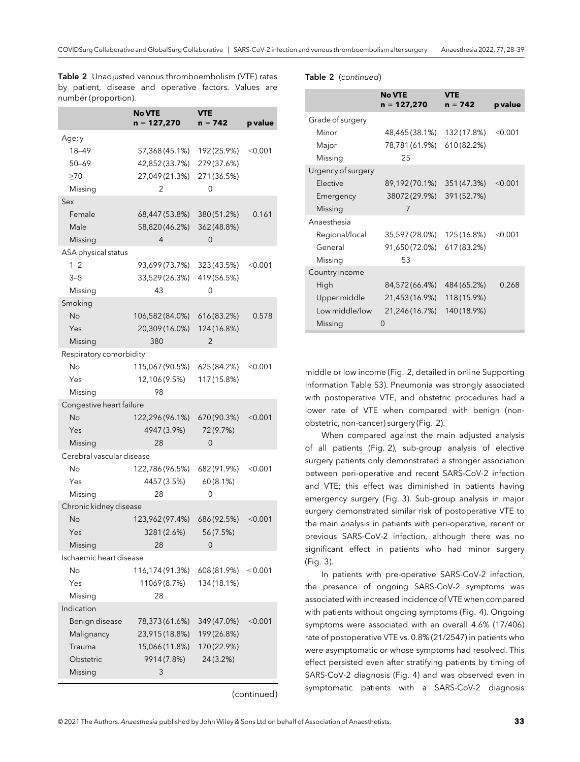**Table 2** Unadjusted venous thromboembolism (VTE) rates by patient, disease and operative factors. Values are number (proportion).

| | No VTE n = 127,270 | VTE n = 742 | p value |
|---|---|---|---|
| Age; y | | | |
| 18–49 | 57,368 (45.1%) | 192 (25.9%) | <0.001 |
| 50–69 | 42,852 (33.7%) | 279 (37.6%) | |
| ≥70 | 27,049 (21.3%) | 271 (36.5%) | |
| Missing | 2 | 0 | |
| Sex | | | |
| Female | 68,447 (53.8%) | 380 (51.2%) | 0.161 |
| Male | 58,820 (46.2%) | 362 (48.8%) | |
| Missing | 4 | 0 | |
| ASA physical status | | | |
| 1–2 | 93,699 (73.7%) | 323 (43.5%) | <0.001 |
| 3–5 | 33,529 (26.3%) | 419 (56.5%) | |
| Missing | 43 | 0 | |
| Smoking | | | |
| No | 106,582 (84.0%) | 616 (83.2%) | 0.578 |
| Yes | 20,309 (16.0%) | 124 (16.8%) | |
| Missing | 380 | 2 | |
| Respiratory comorbidity | | | |
| No | 115,067 (90.5%) | 625 (84.2%) | <0.001 |
| Yes | 12,106 (9.5%) | 117 (15.8%) | |
| Missing | 98 | | |
| Congestive heart failure | | | |
| No | 122,296 (96.1%) | 670 (90.3%) | <0.001 |
| Yes | 4947 (3.9%) | 72 (9.7%) | |
| Missing | 28 | 0 | |
| Cerebral vascular disease | | | |
| No | 122,786 (96.5%) | 682 (91.9%) | <0.001 |
| Yes | 4457 (3.5%) | 60 (8.1%) | |
| Missing | 28 | 0 | |
| Chronic kidney disease | | | |
| No | 123,962 (97.4%) | 686 (92.5%) | <0.001 |
| Yes | 3281 (2.6%) | 56 (7.5%) | |
| Missing | 28 | 0 | |
| Ischaemic heart disease | | | |
| No | 116,174 (91.3%) | 608 (81.9%) | < 0.001 |
| Yes | 11069 (8.7%) | 134 (18.1%) | |
| Missing | 28 | | |
| Indication | | | |
| Benign disease | 78,373 (61.6%) | 349 (47.0%) | <0.001 |
| Malignancy | 23,915 (18.8%) | 199 (26.8%) | |
| Trauma | 15,066 (11.8%) | 170 (22.9%) | |
| Obstetric | 9914 (7.8%) | 24 (3.2%) | |
| Missing | 3 | | |
| Grade of surgery | | | |
| Minor | 48,465 (38.1%) | 132 (17.8%) | <0.001 |
| Major | 78,781 (61.9%) | 610 (82.2%) | |
| Missing | 25 | | |
| Urgency of surgery | | | |
| Elective | 89,192 (70.1%) | 351 (47.3%) | <0.001 |
| Emergency | 38072 (29.9%) | 391 (52.7%) | |
| Missing | 7 | | |
| Anaesthesia | | | |
| Regional/local | 35,597 (28.0%) | 125 (16.8%) | <0.001 |
| General | 91,650 (72.0%) | 617 (83.2%) | |
| Missing | 53 | | |
| Country income | | | |
| High | 84,572 (66.4%) | 484 (65.2%) | 0.268 |
| Upper middle | 21,453 (16.9%) | 118 (15.9%) | |
| Low middle/low | 21,246 (16.7%) | 140 (18.9%) | |
| Missing | 0 | | |

middle or low income (Fig. 2, detailed in online Supporting Information Table S3). Pneumonia was strongly associated with postoperative VTE, and obstetric procedures had a lower rate of VTE when compared with benign (non-obstetric, non-cancer) surgery (Fig. 2).

When compared against the main adjusted analysis of all patients (Fig. 2), sub-group analysis of elective surgery patients only demonstrated a stronger association between peri-operative and recent SARS-CoV-2 infection and VTE; this effect was diminished in patients having emergency surgery (Fig. 3). Sub-group analysis in major surgery demonstrated similar risk of postoperative VTE to the main analysis in patients with peri-operative, recent or previous SARS-CoV-2 infection, although there was no significant effect in patients who had minor surgery (Fig. 3).

In patients with pre-operative SARS-CoV-2 infection, the presence of ongoing SARS-CoV-2 symptoms was associated with increased incidence of VTE when compared with patients without ongoing symptoms (Fig. 4). Ongoing symptoms were associated with an overall 4.6% (17/406) rate of postoperative VTE vs. 0.8% (21/2547) in patients who were asymptomatic or whose symptoms had resolved. This effect persisted even after stratifying patients by timing of SARS-CoV-2 diagnosis (Fig. 4) and was observed even in symptomatic patients with a SARS-CoV-2 diagnosis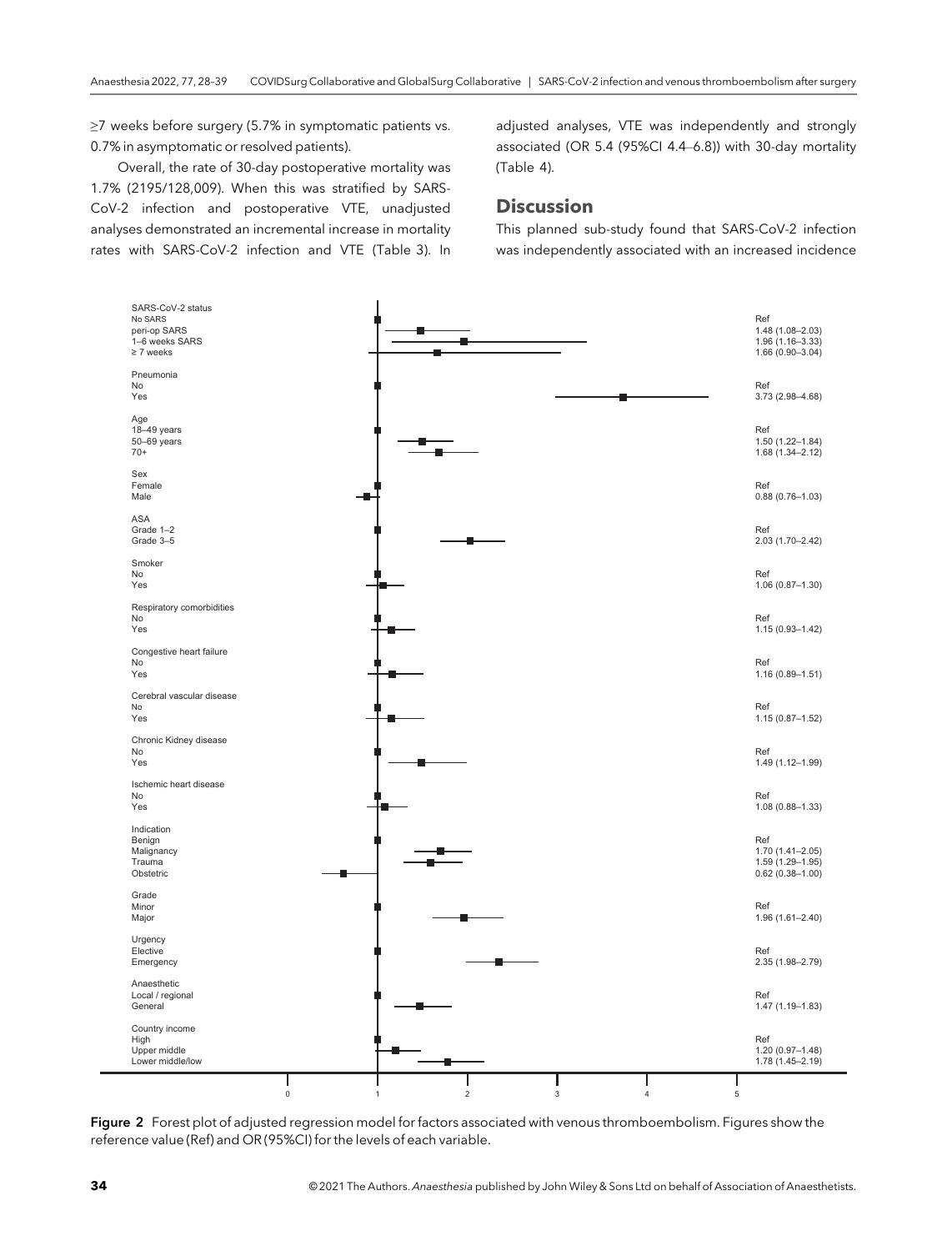≥7 weeks before surgery (5.7% in symptomatic patients vs. 0.7% in asymptomatic or resolved patients).

Overall, the rate of 30-day postoperative mortality was 1.7% (2195/128,009). When this was stratified by SARS-CoV-2 infection and postoperative VTE, unadjusted analyses demonstrated an incremental increase in mortality rates with SARS-CoV-2 infection and VTE (Table 3). In adjusted analyses, VTE was independently and strongly associated (OR 5.4 (95%CI 4.4–6.8)) with 30-day mortality (Table 4).

## Discussion

This planned sub-study found that SARS-CoV-2 infection was independently associated with an increased incidence

| Variable | OR (95%CI) |
|---|---|
| **SARS-CoV-2 status** | |
| No SARS | Ref |
| peri-op SARS | 1.48 (1.08–2.03) |
| 1–6 weeks SARS | 1.96 (1.16–3.33) |
| ≥ 7 weeks | 1.66 (0.90–3.04) |
| **Pneumonia** | |
| No | Ref |
| Yes | 3.73 (2.98–4.68) |
| **Age** | |
| 18–49 years | Ref |
| 50–69 years | 1.50 (1.22–1.84) |
| 70+ | 1.68 (1.34–2.12) |
| **Sex** | |
| Female | Ref |
| Male | 0.88 (0.76–1.03) |
| **ASA** | |
| Grade 1–2 | Ref |
| Grade 3–5 | 2.03 (1.70–2.42) |
| **Smoker** | |
| No | Ref |
| Yes | 1.06 (0.87–1.30) |
| **Respiratory comorbidities** | |
| No | Ref |
| Yes | 1.15 (0.93–1.42) |
| **Congestive heart failure** | |
| No | Ref |
| Yes | 1.16 (0.89–1.51) |
| **Cerebral vascular disease** | |
| No | Ref |
| Yes | 1.15 (0.87–1.52) |
| **Chronic Kidney disease** | |
| No | Ref |
| Yes | 1.49 (1.12–1.99) |
| **Ischemic heart disease** | |
| No | Ref |
| Yes | 1.08 (0.88–1.33) |
| **Indication** | |
| Benign | Ref |
| Malignancy | 1.70 (1.41–2.05) |
| Trauma | 1.59 (1.29–1.95) |
| Obstetric | 0.62 (0.38–1.00) |
| **Grade** | |
| Minor | Ref |
| Major | 1.96 (1.61–2.40) |
| **Urgency** | |
| Elective | Ref |
| Emergency | 2.35 (1.98–2.79) |
| **Anaesthetic** | |
| Local / regional | Ref |
| General | 1.47 (1.19–1.83) |
| **Country income** | |
| High | Ref |
| Upper middle | 1.20 (0.97–1.48) |
| Lower middle/low | 1.78 (1.45–2.19) |

**Figure 2** Forest plot of adjusted regression model for factors associated with venous thromboembolism. Figures show the reference value (Ref) and OR (95%CI) for the levels of each variable.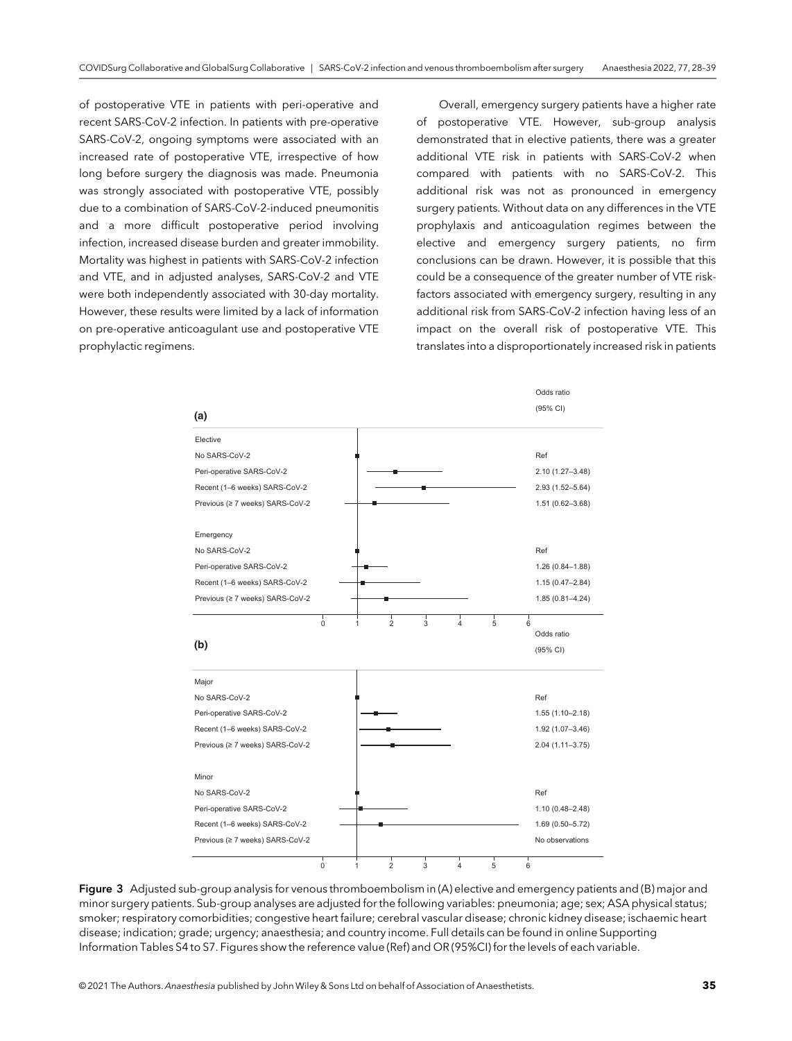of postoperative VTE in patients with peri-operative and recent SARS-CoV-2 infection. In patients with pre-operative SARS-CoV-2, ongoing symptoms were associated with an increased rate of postoperative VTE, irrespective of how long before surgery the diagnosis was made. Pneumonia was strongly associated with postoperative VTE, possibly due to a combination of SARS-CoV-2-induced pneumonitis and a more difficult postoperative period involving infection, increased disease burden and greater immobility. Mortality was highest in patients with SARS-CoV-2 infection and VTE, and in adjusted analyses, SARS-CoV-2 and VTE were both independently associated with 30-day mortality. However, these results were limited by a lack of information on pre-operative anticoagulant use and postoperative VTE prophylactic regimens.

Overall, emergency surgery patients have a higher rate of postoperative VTE. However, sub-group analysis demonstrated that in elective patients, there was a greater additional VTE risk in patients with SARS-CoV-2 when compared with patients with no SARS-CoV-2. This additional risk was not as pronounced in emergency surgery patients. Without data on any differences in the VTE prophylaxis and anticoagulation regimes between the elective and emergency surgery patients, no firm conclusions can be drawn. However, it is possible that this could be a consequence of the greater number of VTE risk-factors associated with emergency surgery, resulting in any additional risk from SARS-CoV-2 infection having less of an impact on the overall risk of postoperative VTE. This translates into a disproportionately increased risk in patients

**(a)**

| | Odds ratio (95% CI) |
|---|---|
| **Elective** | |
| No SARS-CoV-2 | Ref |
| Peri-operative SARS-CoV-2 | 2.10 (1.27–3.48) |
| Recent (1–6 weeks) SARS-CoV-2 | 2.93 (1.52–5.64) |
| Previous (≥ 7 weeks) SARS-CoV-2 | 1.51 (0.62–3.68) |
| **Emergency** | |
| No SARS-CoV-2 | Ref |
| Peri-operative SARS-CoV-2 | 1.26 (0.84–1.88) |
| Recent (1–6 weeks) SARS-CoV-2 | 1.15 (0.47–2.84) |
| Previous (≥ 7 weeks) SARS-CoV-2 | 1.85 (0.81–4.24) |

**(b)**

| | Odds ratio (95% CI) |
|---|---|
| **Major** | |
| No SARS-CoV-2 | Ref |
| Peri-operative SARS-CoV-2 | 1.55 (1.10–2.18) |
| Recent (1–6 weeks) SARS-CoV-2 | 1.92 (1.07–3.46) |
| Previous (≥ 7 weeks) SARS-CoV-2 | 2.04 (1.11–3.75) |
| **Minor** | |
| No SARS-CoV-2 | Ref |
| Peri-operative SARS-CoV-2 | 1.10 (0.48–2.48) |
| Recent (1–6 weeks) SARS-CoV-2 | 1.69 (0.50–5.72) |
| Previous (≥ 7 weeks) SARS-CoV-2 | No observations |

**Figure 3** Adjusted sub-group analysis for venous thromboembolism in (A) elective and emergency patients and (B) major and minor surgery patients. Sub-group analyses are adjusted for the following variables: pneumonia; age; sex; ASA physical status; smoker; respiratory comorbidities; congestive heart failure; cerebral vascular disease; chronic kidney disease; ischaemic heart disease; indication; grade; urgency; anaesthesia; and country income. Full details can be found in online Supporting Information Tables S4 to S7. Figures show the reference value (Ref) and OR (95%CI) for the levels of each variable.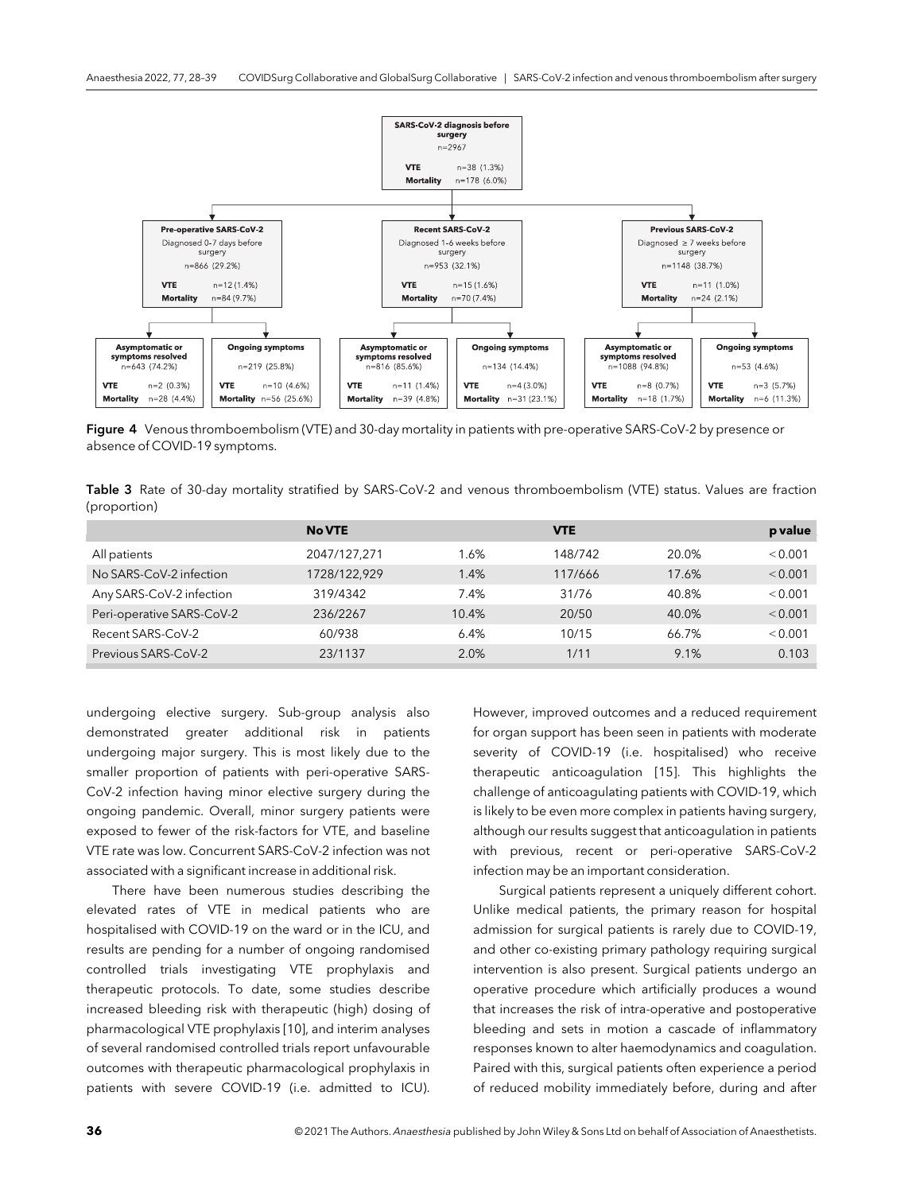**SARS-CoV-2 diagnosis before surgery**
n=2967
**VTE** n=38 (1.3%)
**Mortality** n=178 (6.0%)

**Pre-operative SARS-CoV-2**
Diagnosed 0-7 days before surgery
n=866 (29.2%)
**VTE** n=12 (1.4%)
**Mortality** n=84 (9.7%)

**Recent SARS-CoV-2**
Diagnosed 1-6 weeks before surgery
n=953 (32.1%)
**VTE** n=15 (1.6%)
**Mortality** n=70 (7.4%)

**Previous SARS-CoV-2**
Diagnosed ≥ 7 weeks before surgery
n=1148 (38.7%)
**VTE** n=11 (1.0%)
**Mortality** n=24 (2.1%)

**Asymptomatic or symptoms resolved** n=643 (74.2%) — **VTE** n=2 (0.3%), **Mortality** n=28 (4.4%)
**Ongoing symptoms** n=219 (25.8%) — **VTE** n=10 (4.6%), **Mortality** n=56 (25.6%)

**Asymptomatic or symptoms resolved** n=816 (85.6%) — **VTE** n=11 (1.4%), **Mortality** n=39 (4.8%)
**Ongoing symptoms** n=134 (14.4%) — **VTE** n=4 (3.0%), **Mortality** n=31 (23.1%)

**Asymptomatic or symptoms resolved** n=1088 (94.8%) — **VTE** n=8 (0.7%), **Mortality** n=18 (1.7%)
**Ongoing symptoms** n=53 (4.6%) — **VTE** n=3 (5.7%), **Mortality** n=6 (11.3%)

**Figure 4** Venous thromboembolism (VTE) and 30-day mortality in patients with pre-operative SARS-CoV-2 by presence or absence of COVID-19 symptoms.

**Table 3** Rate of 30-day mortality stratified by SARS-CoV-2 and venous thromboembolism (VTE) status. Values are fraction (proportion)

| | No VTE | | VTE | | p value |
|---|---|---|---|---|---|
| All patients | 2047/127,271 | 1.6% | 148/742 | 20.0% | < 0.001 |
| No SARS-CoV-2 infection | 1728/122,929 | 1.4% | 117/666 | 17.6% | < 0.001 |
| Any SARS-CoV-2 infection | 319/4342 | 7.4% | 31/76 | 40.8% | < 0.001 |
| Peri-operative SARS-CoV-2 | 236/2267 | 10.4% | 20/50 | 40.0% | < 0.001 |
| Recent SARS-CoV-2 | 60/938 | 6.4% | 10/15 | 66.7% | < 0.001 |
| Previous SARS-CoV-2 | 23/1137 | 2.0% | 1/11 | 9.1% | 0.103 |

undergoing elective surgery. Sub-group analysis also demonstrated greater additional risk in patients undergoing major surgery. This is most likely due to the smaller proportion of patients with peri-operative SARS-CoV-2 infection having minor elective surgery during the ongoing pandemic. Overall, minor surgery patients were exposed to fewer of the risk-factors for VTE, and baseline VTE rate was low. Concurrent SARS-CoV-2 infection was not associated with a significant increase in additional risk.

There have been numerous studies describing the elevated rates of VTE in medical patients who are hospitalised with COVID-19 on the ward or in the ICU, and results are pending for a number of ongoing randomised controlled trials investigating VTE prophylaxis and therapeutic protocols. To date, some studies describe increased bleeding risk with therapeutic (high) dosing of pharmacological VTE prophylaxis [10], and interim analyses of several randomised controlled trials report unfavourable outcomes with therapeutic pharmacological prophylaxis in patients with severe COVID-19 (i.e. admitted to ICU). However, improved outcomes and a reduced requirement for organ support has been seen in patients with moderate severity of COVID-19 (i.e. hospitalised) who receive therapeutic anticoagulation [15]. This highlights the challenge of anticoagulating patients with COVID-19, which is likely to be even more complex in patients having surgery, although our results suggest that anticoagulation in patients with previous, recent or peri-operative SARS-CoV-2 infection may be an important consideration.

Surgical patients represent a uniquely different cohort. Unlike medical patients, the primary reason for hospital admission for surgical patients is rarely due to COVID-19, and other co-existing primary pathology requiring surgical intervention is also present. Surgical patients undergo an operative procedure which artificially produces a wound that increases the risk of intra-operative and postoperative bleeding and sets in motion a cascade of inflammatory responses known to alter haemodynamics and coagulation. Paired with this, surgical patients often experience a period of reduced mobility immediately before, during and after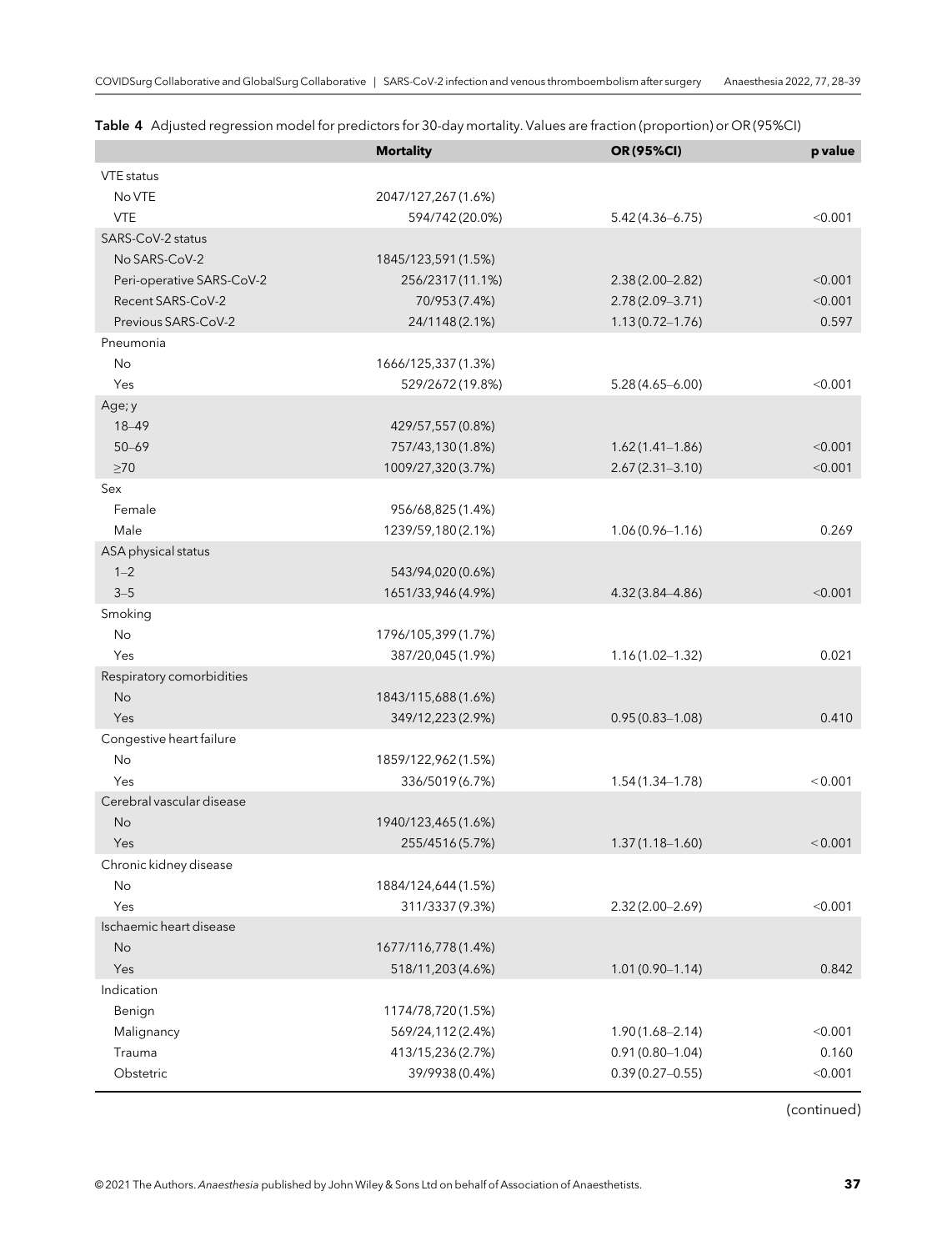**Table 4** Adjusted regression model for predictors for 30-day mortality. Values are fraction (proportion) or OR (95%CI)

| | Mortality | OR (95%CI) | p value |
|---|---|---|---|
| VTE status | | | |
| No VTE | 2047/127,267 (1.6%) | | |
| VTE | 594/742 (20.0%) | 5.42 (4.36–6.75) | <0.001 |
| SARS-CoV-2 status | | | |
| No SARS-CoV-2 | 1845/123,591 (1.5%) | | |
| Peri-operative SARS-CoV-2 | 256/2317 (11.1%) | 2.38 (2.00–2.82) | <0.001 |
| Recent SARS-CoV-2 | 70/953 (7.4%) | 2.78 (2.09–3.71) | <0.001 |
| Previous SARS-CoV-2 | 24/1148 (2.1%) | 1.13 (0.72–1.76) | 0.597 |
| Pneumonia | | | |
| No | 1666/125,337 (1.3%) | | |
| Yes | 529/2672 (19.8%) | 5.28 (4.65–6.00) | <0.001 |
| Age; y | | | |
| 18–49 | 429/57,557 (0.8%) | | |
| 50–69 | 757/43,130 (1.8%) | 1.62 (1.41–1.86) | <0.001 |
| ≥70 | 1009/27,320 (3.7%) | 2.67 (2.31–3.10) | <0.001 |
| Sex | | | |
| Female | 956/68,825 (1.4%) | | |
| Male | 1239/59,180 (2.1%) | 1.06 (0.96–1.16) | 0.269 |
| ASA physical status | | | |
| 1–2 | 543/94,020 (0.6%) | | |
| 3–5 | 1651/33,946 (4.9%) | 4.32 (3.84–4.86) | <0.001 |
| Smoking | | | |
| No | 1796/105,399 (1.7%) | | |
| Yes | 387/20,045 (1.9%) | 1.16 (1.02–1.32) | 0.021 |
| Respiratory comorbidities | | | |
| No | 1843/115,688 (1.6%) | | |
| Yes | 349/12,223 (2.9%) | 0.95 (0.83–1.08) | 0.410 |
| Congestive heart failure | | | |
| No | 1859/122,962 (1.5%) | | |
| Yes | 336/5019 (6.7%) | 1.54 (1.34–1.78) | < 0.001 |
| Cerebral vascular disease | | | |
| No | 1940/123,465 (1.6%) | | |
| Yes | 255/4516 (5.7%) | 1.37 (1.18–1.60) | < 0.001 |
| Chronic kidney disease | | | |
| No | 1884/124,644 (1.5%) | | |
| Yes | 311/3337 (9.3%) | 2.32 (2.00–2.69) | <0.001 |
| Ischaemic heart disease | | | |
| No | 1677/116,778 (1.4%) | | |
| Yes | 518/11,203 (4.6%) | 1.01 (0.90–1.14) | 0.842 |
| Indication | | | |
| Benign | 1174/78,720 (1.5%) | | |
| Malignancy | 569/24,112 (2.4%) | 1.90 (1.68–2.14) | <0.001 |
| Trauma | 413/15,236 (2.7%) | 0.91 (0.80–1.04) | 0.160 |
| Obstetric | 39/9938 (0.4%) | 0.39 (0.27–0.55) | <0.001 |

(continued)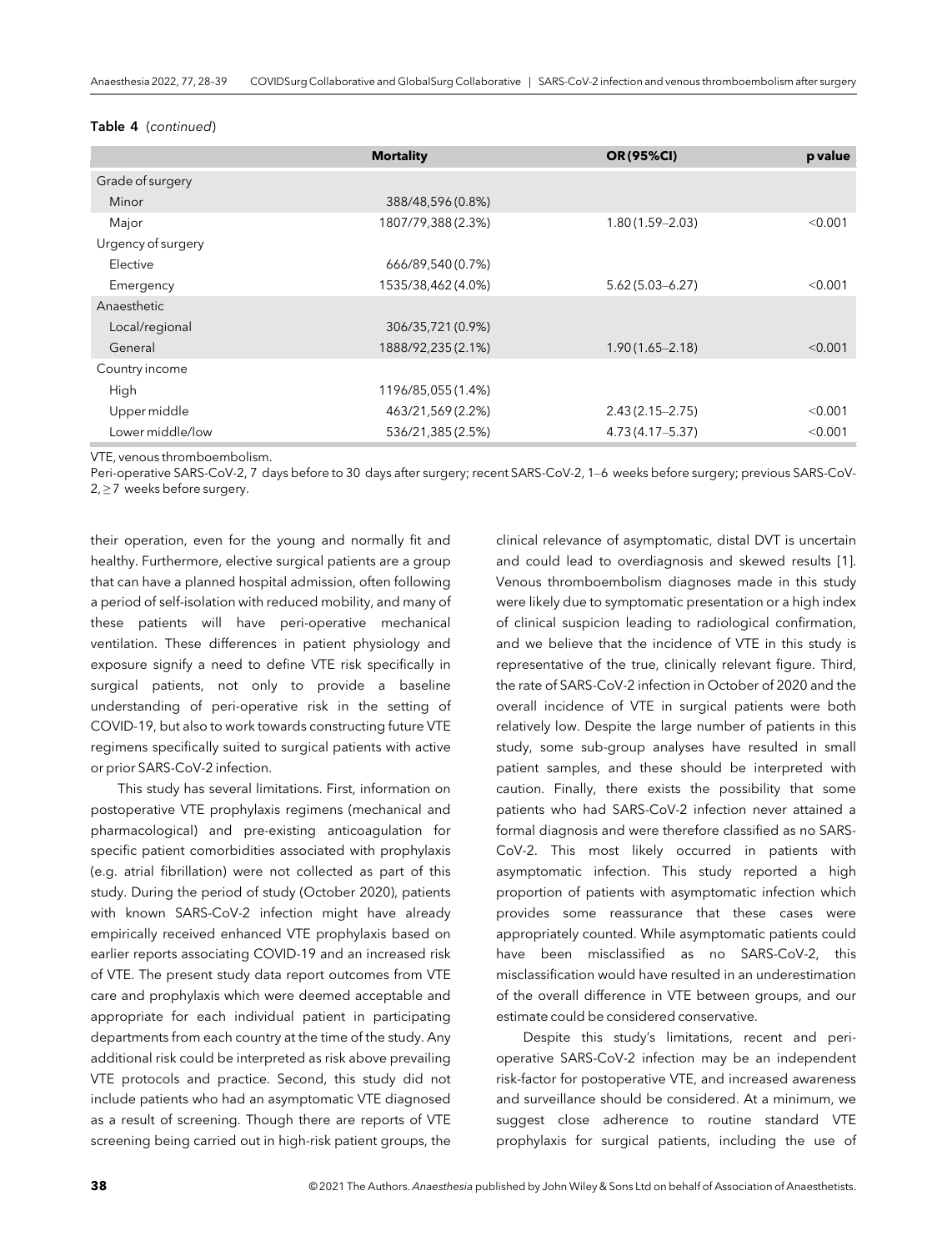**Table 4** (*continued*)

| | Mortality | OR (95%CI) | p value |
|---|---|---|---|
| Grade of surgery | | | |
| Minor | 388/48,596 (0.8%) | | |
| Major | 1807/79,388 (2.3%) | 1.80 (1.59–2.03) | <0.001 |
| Urgency of surgery | | | |
| Elective | 666/89,540 (0.7%) | | |
| Emergency | 1535/38,462 (4.0%) | 5.62 (5.03–6.27) | <0.001 |
| Anaesthetic | | | |
| Local/regional | 306/35,721 (0.9%) | | |
| General | 1888/92,235 (2.1%) | 1.90 (1.65–2.18) | <0.001 |
| Country income | | | |
| High | 1196/85,055 (1.4%) | | |
| Upper middle | 463/21,569 (2.2%) | 2.43 (2.15–2.75) | <0.001 |
| Lower middle/low | 536/21,385 (2.5%) | 4.73 (4.17–5.37) | <0.001 |

VTE, venous thromboembolism.

Peri-operative SARS-CoV-2, 7 days before to 30 days after surgery; recent SARS-CoV-2, 1–6 weeks before surgery; previous SARS-CoV-2, ≥7 weeks before surgery.

their operation, even for the young and normally fit and healthy. Furthermore, elective surgical patients are a group that can have a planned hospital admission, often following a period of self-isolation with reduced mobility, and many of these patients will have peri-operative mechanical ventilation. These differences in patient physiology and exposure signify a need to define VTE risk specifically in surgical patients, not only to provide a baseline understanding of peri-operative risk in the setting of COVID-19, but also to work towards constructing future VTE regimens specifically suited to surgical patients with active or prior SARS-CoV-2 infection.

This study has several limitations. First, information on postoperative VTE prophylaxis regimens (mechanical and pharmacological) and pre-existing anticoagulation for specific patient comorbidities associated with prophylaxis (e.g. atrial fibrillation) were not collected as part of this study. During the period of study (October 2020), patients with known SARS-CoV-2 infection might have already empirically received enhanced VTE prophylaxis based on earlier reports associating COVID-19 and an increased risk of VTE. The present study data report outcomes from VTE care and prophylaxis which were deemed acceptable and appropriate for each individual patient in participating departments from each country at the time of the study. Any additional risk could be interpreted as risk above prevailing VTE protocols and practice. Second, this study did not include patients who had an asymptomatic VTE diagnosed as a result of screening. Though there are reports of VTE screening being carried out in high-risk patient groups, the clinical relevance of asymptomatic, distal DVT is uncertain and could lead to overdiagnosis and skewed results [1]. Venous thromboembolism diagnoses made in this study were likely due to symptomatic presentation or a high index of clinical suspicion leading to radiological confirmation, and we believe that the incidence of VTE in this study is representative of the true, clinically relevant figure. Third, the rate of SARS-CoV-2 infection in October of 2020 and the overall incidence of VTE in surgical patients were both relatively low. Despite the large number of patients in this study, some sub-group analyses have resulted in small patient samples, and these should be interpreted with caution. Finally, there exists the possibility that some patients who had SARS-CoV-2 infection never attained a formal diagnosis and were therefore classified as no SARS-CoV-2. This most likely occurred in patients with asymptomatic infection. This study reported a high proportion of patients with asymptomatic infection which provides some reassurance that these cases were appropriately counted. While asymptomatic patients could have been misclassified as no SARS-CoV-2, this misclassification would have resulted in an underestimation of the overall difference in VTE between groups, and our estimate could be considered conservative.

Despite this study's limitations, recent and peri-operative SARS-CoV-2 infection may be an independent risk-factor for postoperative VTE, and increased awareness and surveillance should be considered. At a minimum, we suggest close adherence to routine standard VTE prophylaxis for surgical patients, including the use of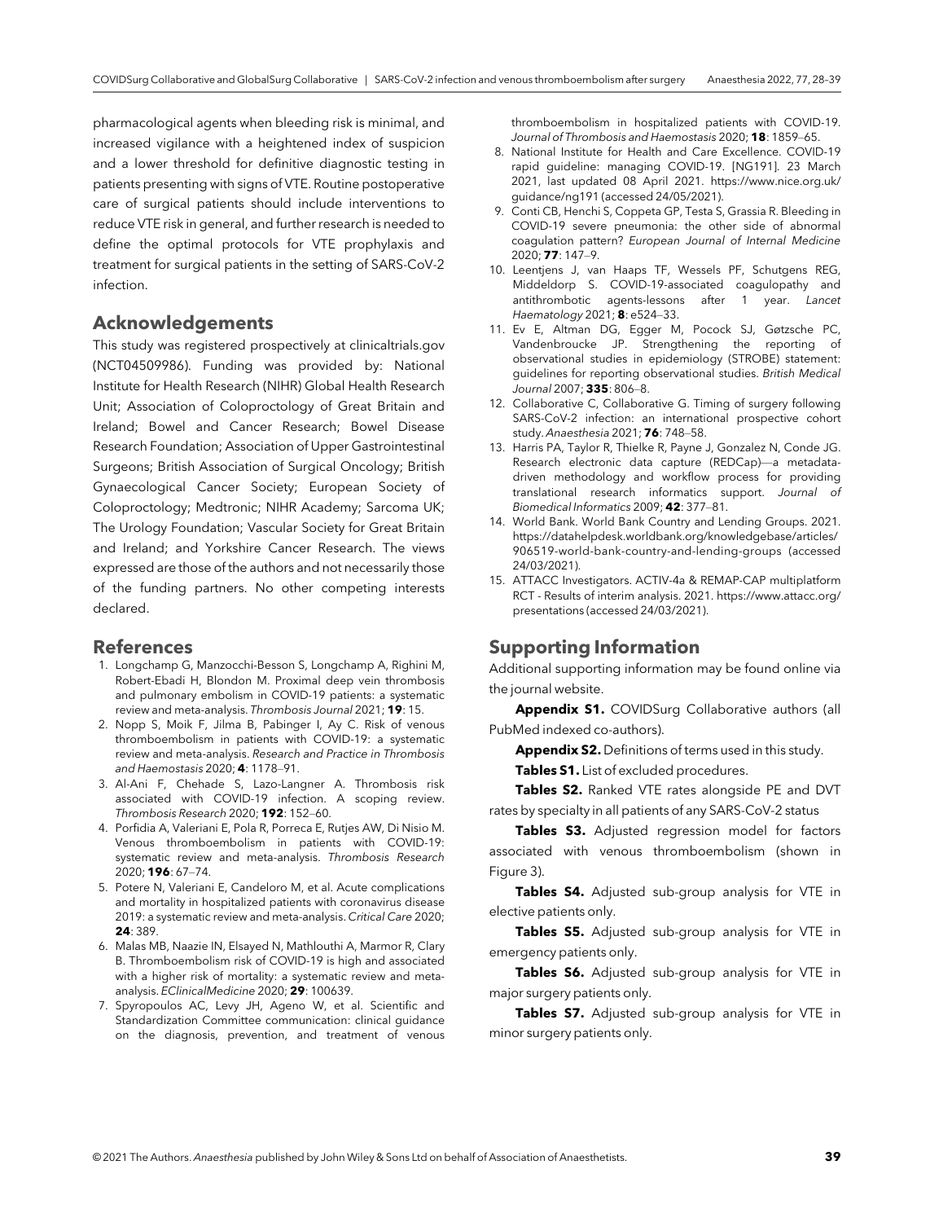pharmacological agents when bleeding risk is minimal, and increased vigilance with a heightened index of suspicion and a lower threshold for definitive diagnostic testing in patients presenting with signs of VTE. Routine postoperative care of surgical patients should include interventions to reduce VTE risk in general, and further research is needed to define the optimal protocols for VTE prophylaxis and treatment for surgical patients in the setting of SARS-CoV-2 infection.

## Acknowledgements

This study was registered prospectively at clinicaltrials.gov (NCT04509986). Funding was provided by: National Institute for Health Research (NIHR) Global Health Research Unit; Association of Coloproctology of Great Britain and Ireland; Bowel and Cancer Research; Bowel Disease Research Foundation; Association of Upper Gastrointestinal Surgeons; British Association of Surgical Oncology; British Gynaecological Cancer Society; European Society of Coloproctology; Medtronic; NIHR Academy; Sarcoma UK; The Urology Foundation; Vascular Society for Great Britain and Ireland; and Yorkshire Cancer Research. The views expressed are those of the authors and not necessarily those of the funding partners. No other competing interests declared.

## References

1. Longchamp G, Manzocchi-Besson S, Longchamp A, Righini M, Robert-Ebadi H, Blondon M. Proximal deep vein thrombosis and pulmonary embolism in COVID-19 patients: a systematic review and meta-analysis. *Thrombosis Journal* 2021; **19**: 15.
2. Nopp S, Moik F, Jilma B, Pabinger I, Ay C. Risk of venous thromboembolism in patients with COVID-19: a systematic review and meta-analysis. *Research and Practice in Thrombosis and Haemostasis* 2020; **4**: 1178–91.
3. Al-Ani F, Chehade S, Lazo-Langner A. Thrombosis risk associated with COVID-19 infection. A scoping review. *Thrombosis Research* 2020; **192**: 152–60.
4. Porfidia A, Valeriani E, Pola R, Porreca E, Rutjes AW, Di Nisio M. Venous thromboembolism in patients with COVID-19: systematic review and meta-analysis. *Thrombosis Research* 2020; **196**: 67–74.
5. Potere N, Valeriani E, Candeloro M, et al. Acute complications and mortality in hospitalized patients with coronavirus disease 2019: a systematic review and meta-analysis. *Critical Care* 2020; **24**: 389.
6. Malas MB, Naazie IN, Elsayed N, Mathlouthi A, Marmor R, Clary B. Thromboembolism risk of COVID-19 is high and associated with a higher risk of mortality: a systematic review and meta-analysis. *EClinicalMedicine* 2020; **29**: 100639.
7. Spyropoulos AC, Levy JH, Ageno W, et al. Scientific and Standardization Committee communication: clinical guidance on the diagnosis, prevention, and treatment of venous thromboembolism in hospitalized patients with COVID-19. *Journal of Thrombosis and Haemostasis* 2020; **18**: 1859–65.
8. National Institute for Health and Care Excellence. COVID-19 rapid guideline: managing COVID-19. [NG191]. 23 March 2021, last updated 08 April 2021. https://www.nice.org.uk/guidance/ng191 (accessed 24/05/2021).
9. Conti CB, Henchi S, Coppeta GP, Testa S, Grassia R. Bleeding in COVID-19 severe pneumonia: the other side of abnormal coagulation pattern? *European Journal of Internal Medicine* 2020; **77**: 147–9.
10. Leentjens J, van Haaps TF, Wessels PF, Schutgens REG, Middeldorp S. COVID-19-associated coagulopathy and antithrombotic agents-lessons after 1 year. *Lancet Haematology* 2021; **8**: e524–33.
11. Ev E, Altman DG, Egger M, Pocock SJ, Gøtzsche PC, Vandenbroucke JP. Strengthening the reporting of observational studies in epidemiology (STROBE) statement: guidelines for reporting observational studies. *British Medical Journal* 2007; **335**: 806–8.
12. Collaborative C, Collaborative G. Timing of surgery following SARS-CoV-2 infection: an international prospective cohort study. *Anaesthesia* 2021; **76**: 748–58.
13. Harris PA, Taylor R, Thielke R, Payne J, Gonzalez N, Conde JG. Research electronic data capture (REDCap)—a metadata-driven methodology and workflow process for providing translational research informatics support. *Journal of Biomedical Informatics* 2009; **42**: 377–81.
14. World Bank. World Bank Country and Lending Groups. 2021. https://datahelpdesk.worldbank.org/knowledgebase/articles/906519-world-bank-country-and-lending-groups (accessed 24/03/2021).
15. ATTACC Investigators. ACTIV-4a & REMAP-CAP multiplatform RCT - Results of interim analysis. 2021. https://www.attacc.org/presentations (accessed 24/03/2021).

## Supporting Information

Additional supporting information may be found online via the journal website.

**Appendix S1.** COVIDSurg Collaborative authors (all PubMed indexed co-authors).

**Appendix S2.** Definitions of terms used in this study.

**Tables S1.** List of excluded procedures.

**Tables S2.** Ranked VTE rates alongside PE and DVT rates by specialty in all patients of any SARS-CoV-2 status

**Tables S3.** Adjusted regression model for factors associated with venous thromboembolism (shown in Figure 3).

**Tables S4.** Adjusted sub-group analysis for VTE in elective patients only.

**Tables S5.** Adjusted sub-group analysis for VTE in emergency patients only.

**Tables S6.** Adjusted sub-group analysis for VTE in major surgery patients only.

**Tables S7.** Adjusted sub-group analysis for VTE in minor surgery patients only.